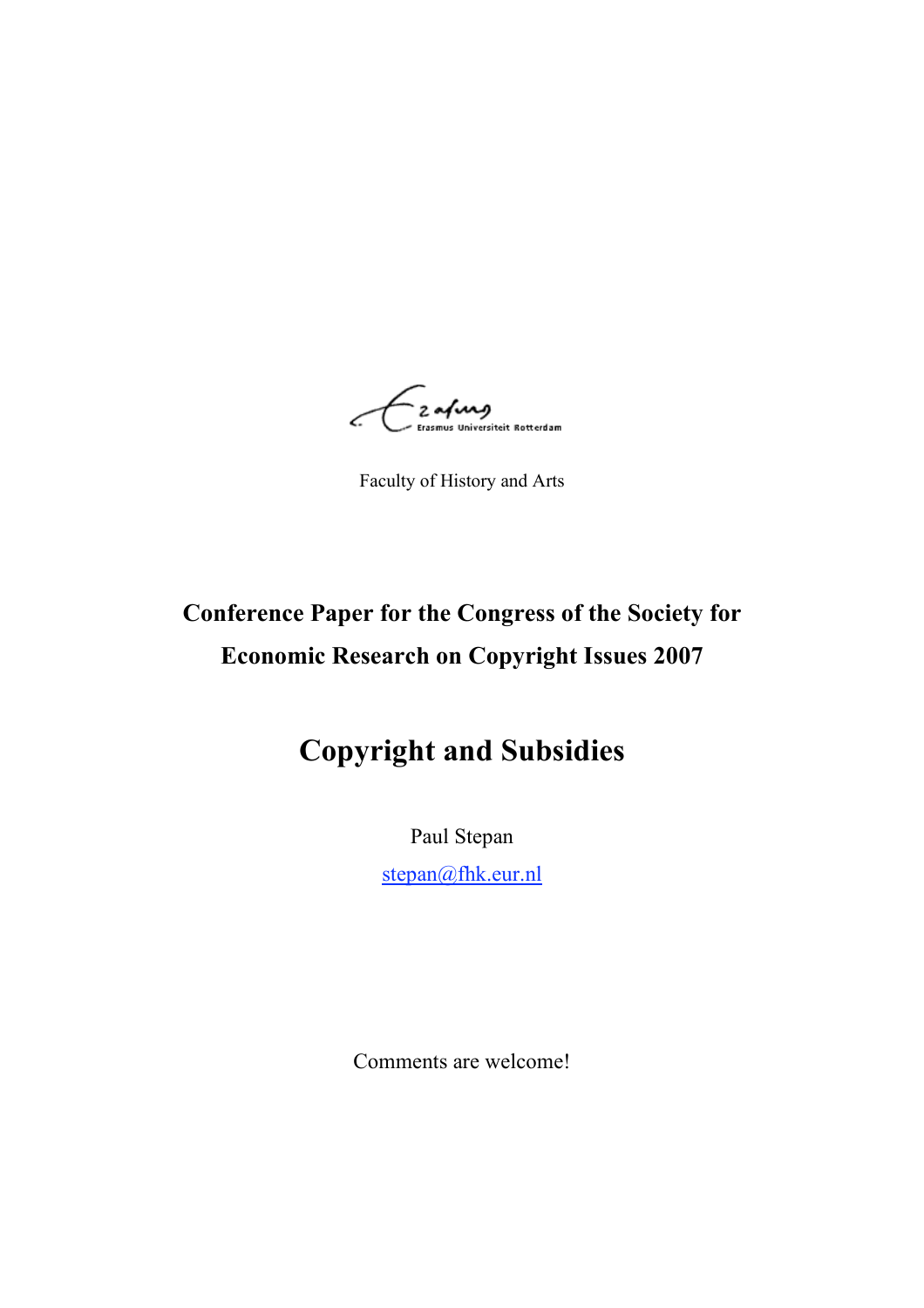Erasmus Universiteit Rotterdam

Faculty of History and Arts

**Conference Paper for the Congress of the Society for Economic Research on Copyright Issues 2007**

# Copyright and Subsidies

Paul Stepan

stepan@fhk.eur.nl

Comments are welcome!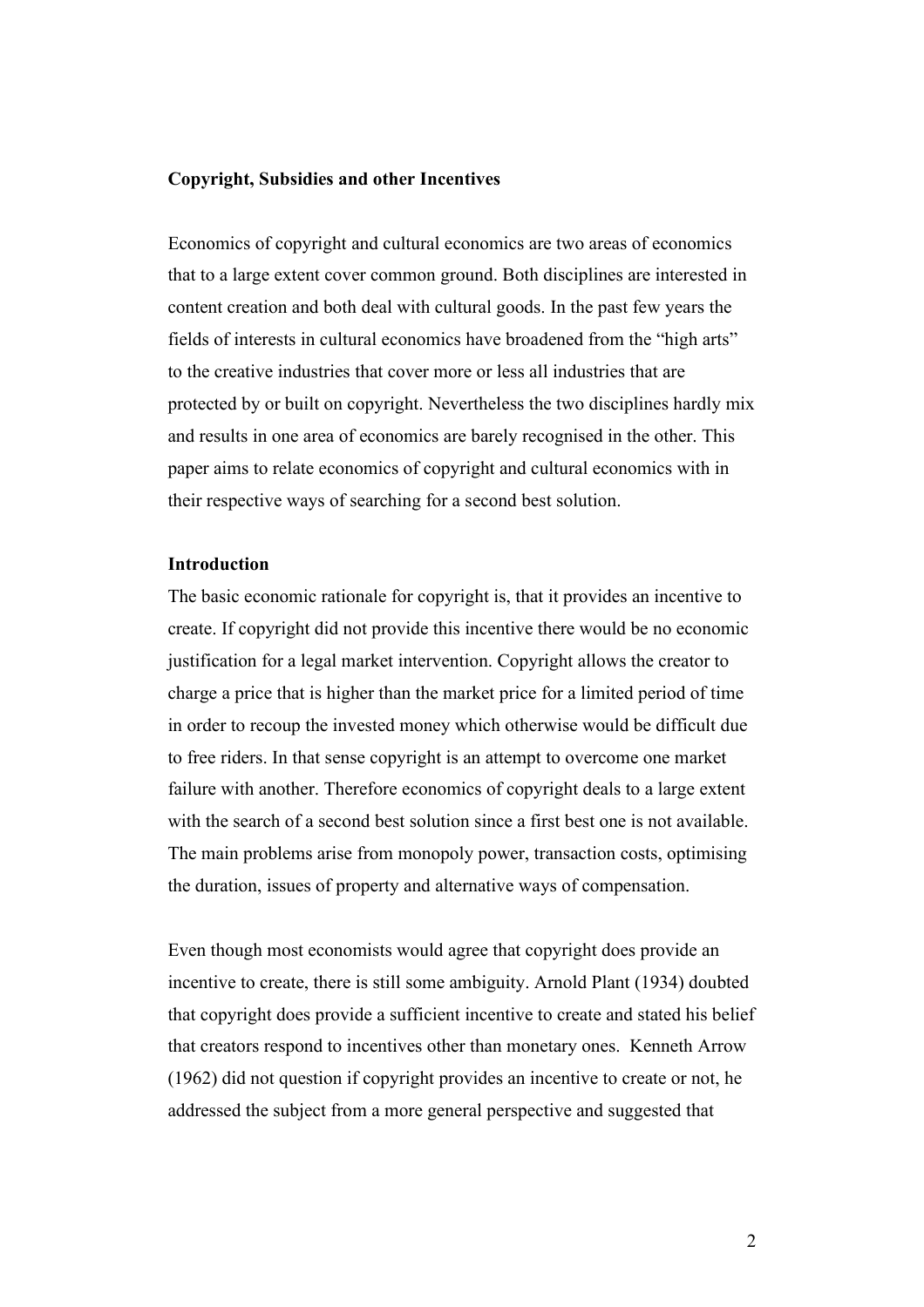**Copyright, Subsidies and other Incentives**

Economics of copyright and cultural economics are two areas of economics that to a large extent cover common ground. Both disciplines are interested in content creation and both deal with cultural goods. In the past few years the fields of interests in cultural economics have broadened from the "high arts" to the creative industries that cover more or less all industries that are protected by or built on copyright. Nevertheless the two disciplines hardly mix and results in one area of economics are barely recognised in the other. This paper aims to relate economics of copyright and cultural economics with in their respective ways of searching for a second best solution.

**Introduction**

The basic economic rationale for copyright is, that it provides an incentive to create. If copyright did not provide this incentive there would be no economic justification for a legal market intervention. Copyright allows the creator to charge a price that is higher than the market price for a limited period of time in order to recoup the invested money which otherwise would be difficult due to free riders. In that sense copyright is an attempt to overcome one market failure with another. Therefore economics of copyright deals to a large extent with the search of a second best solution since a first best one is not available. The main problems arise from monopoly power, transaction costs, optimising the duration, issues of property and alternative ways of compensation.

Even though most economists would agree that copyright does provide an incentive to create, there is still some ambiguity. Arnold Plant (1934) doubted that copyright does provide a sufficient incentive to create and stated his belief that creators respond to incentives other than monetary ones. Kenneth Arrow (1962) did not question if copyright provides an incentive to create or not, he addressed the subject from a more general perspective and suggested that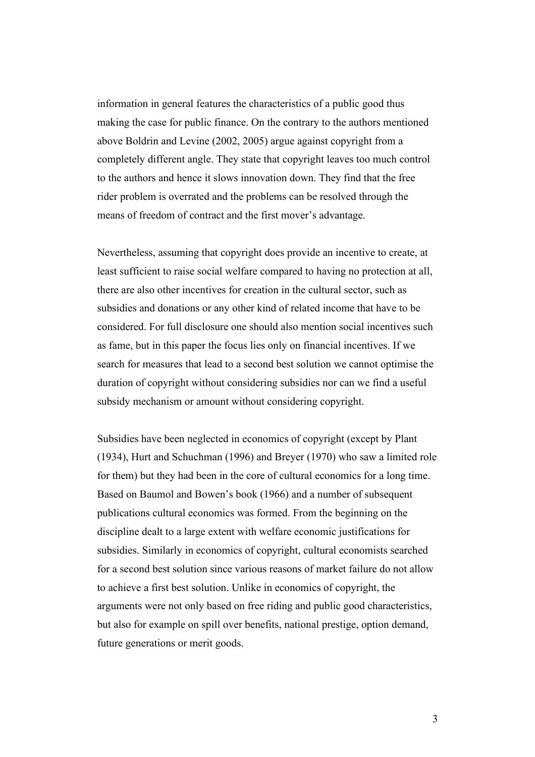information in general features the characteristics of a public good thus making the case for public finance. On the contrary to the authors mentioned above Boldrin and Levine (2002, 2005) argue against copyright from a completely different angle. They state that copyright leaves too much control to the authors and hence it slows innovation down. They find that the free rider problem is overrated and the problems can be resolved through the means of freedom of contract and the first mover's advantage.

Nevertheless, assuming that copyright does provide an incentive to create, at least sufficient to raise social welfare compared to having no protection at all, there are also other incentives for creation in the cultural sector, such as subsidies and donations or any other kind of related income that have to be considered. For full disclosure one should also mention social incentives such as fame, but in this paper the focus lies only on financial incentives. If we search for measures that lead to a second best solution we cannot optimise the duration of copyright without considering subsidies nor can we find a useful subsidy mechanism or amount without considering copyright.

Subsidies have been neglected in economics of copyright (except by Plant (1934), Hurt and Schuchman (1996) and Breyer (1970) who saw a limited role for them) but they had been in the core of cultural economics for a long time. Based on Baumol and Bowen's book (1966) and a number of subsequent publications cultural economics was formed. From the beginning on the discipline dealt to a large extent with welfare economic justifications for subsidies. Similarly in economics of copyright, cultural economists searched for a second best solution since various reasons of market failure do not allow to achieve a first best solution. Unlike in economics of copyright, the arguments were not only based on free riding and public good characteristics, but also for example on spill over benefits, national prestige, option demand, future generations or merit goods.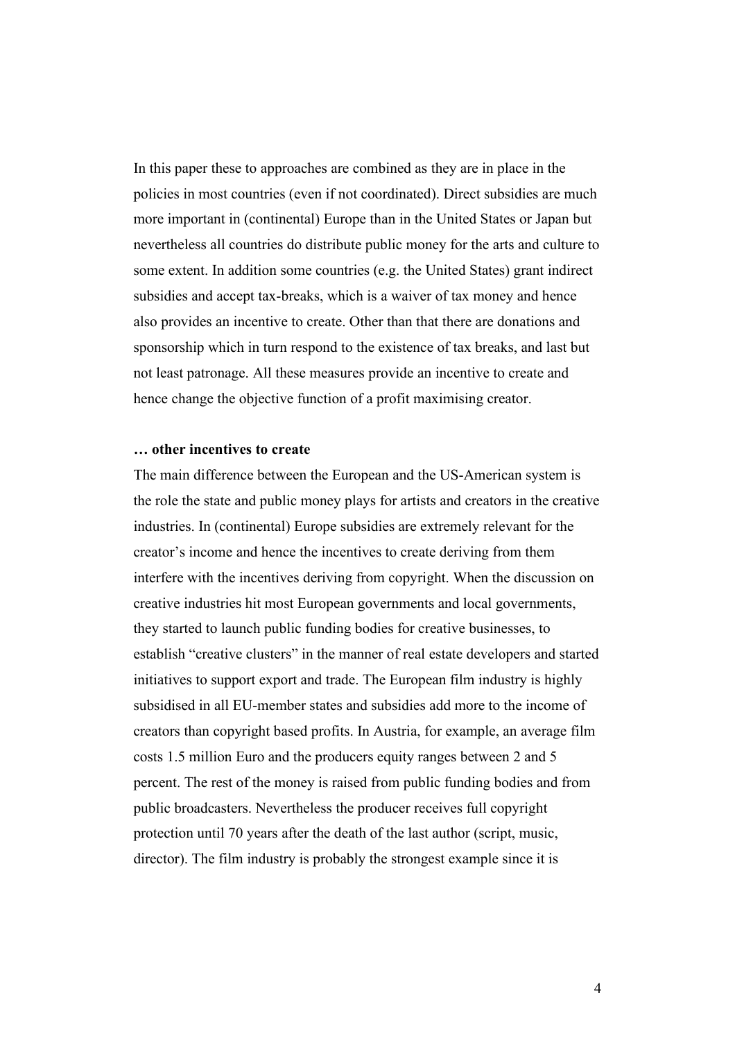In this paper these to approaches are combined as they are in place in the policies in most countries (even if not coordinated). Direct subsidies are much more important in (continental) Europe than in the United States or Japan but nevertheless all countries do distribute public money for the arts and culture to some extent. In addition some countries (e.g. the United States) grant indirect subsidies and accept tax-breaks, which is a waiver of tax money and hence also provides an incentive to create. Other than that there are donations and sponsorship which in turn respond to the existence of tax breaks, and last but not least patronage. All these measures provide an incentive to create and hence change the objective function of a profit maximising creator.

**… other incentives to create**

The main difference between the European and the US-American system is the role the state and public money plays for artists and creators in the creative industries. In (continental) Europe subsidies are extremely relevant for the creator's income and hence the incentives to create deriving from them interfere with the incentives deriving from copyright. When the discussion on creative industries hit most European governments and local governments, they started to launch public funding bodies for creative businesses, to establish "creative clusters" in the manner of real estate developers and started initiatives to support export and trade. The European film industry is highly subsidised in all EU-member states and subsidies add more to the income of creators than copyright based profits. In Austria, for example, an average film costs 1.5 million Euro and the producers equity ranges between 2 and 5 percent. The rest of the money is raised from public funding bodies and from public broadcasters. Nevertheless the producer receives full copyright protection until 70 years after the death of the last author (script, music, director). The film industry is probably the strongest example since it is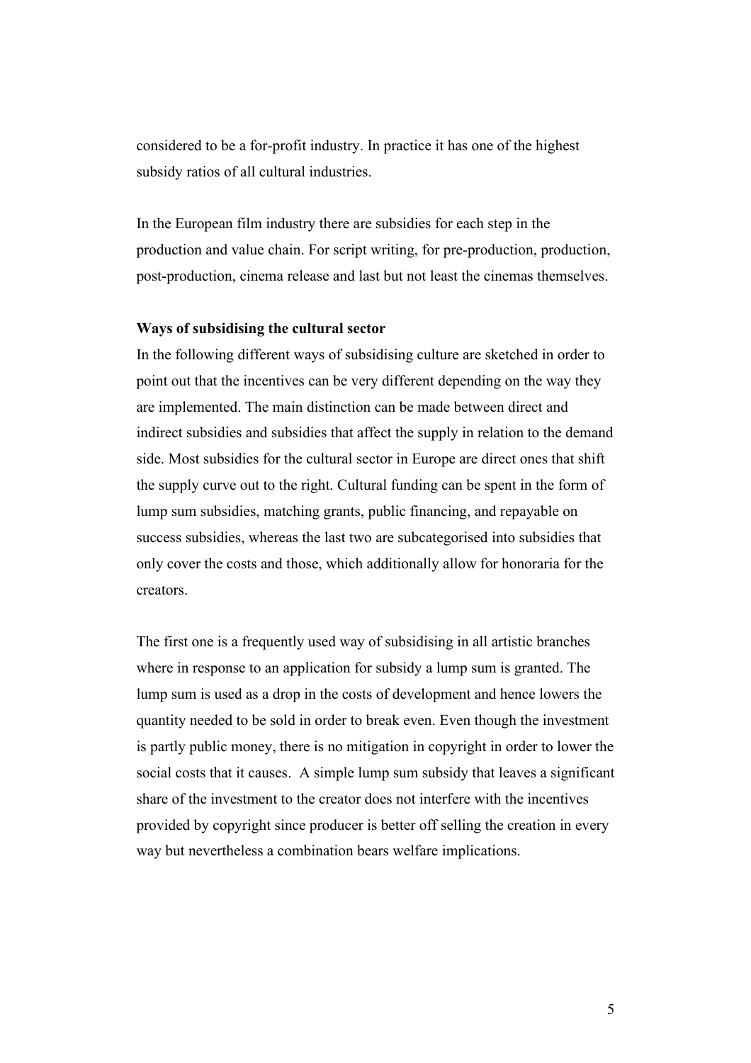considered to be a for-profit industry. In practice it has one of the highest subsidy ratios of all cultural industries.

In the European film industry there are subsidies for each step in the production and value chain. For script writing, for pre-production, production, post-production, cinema release and last but not least the cinemas themselves.

**Ways of subsidising the cultural sector**

In the following different ways of subsidising culture are sketched in order to point out that the incentives can be very different depending on the way they are implemented. The main distinction can be made between direct and indirect subsidies and subsidies that affect the supply in relation to the demand side. Most subsidies for the cultural sector in Europe are direct ones that shift the supply curve out to the right. Cultural funding can be spent in the form of lump sum subsidies, matching grants, public financing, and repayable on success subsidies, whereas the last two are subcategorised into subsidies that only cover the costs and those, which additionally allow for honoraria for the creators.

The first one is a frequently used way of subsidising in all artistic branches where in response to an application for subsidy a lump sum is granted. The lump sum is used as a drop in the costs of development and hence lowers the quantity needed to be sold in order to break even. Even though the investment is partly public money, there is no mitigation in copyright in order to lower the social costs that it causes. A simple lump sum subsidy that leaves a significant share of the investment to the creator does not interfere with the incentives provided by copyright since producer is better off selling the creation in every way but nevertheless a combination bears welfare implications.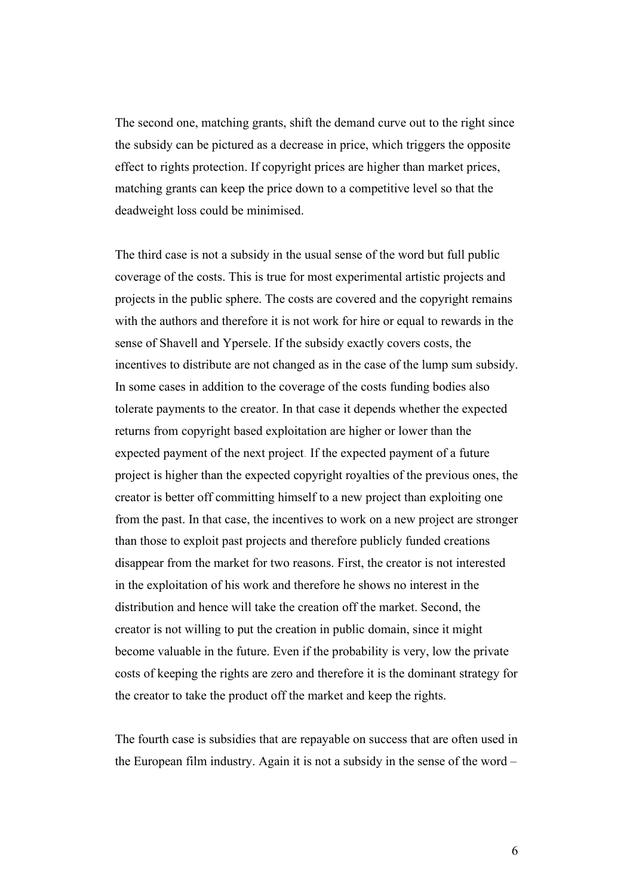The second one, matching grants, shift the demand curve out to the right since the subsidy can be pictured as a decrease in price, which triggers the opposite effect to rights protection. If copyright prices are higher than market prices, matching grants can keep the price down to a competitive level so that the deadweight loss could be minimised.

The third case is not a subsidy in the usual sense of the word but full public coverage of the costs. This is true for most experimental artistic projects and projects in the public sphere. The costs are covered and the copyright remains with the authors and therefore it is not work for hire or equal to rewards in the sense of Shavell and Ypersele. If the subsidy exactly covers costs, the incentives to distribute are not changed as in the case of the lump sum subsidy. In some cases in addition to the coverage of the costs funding bodies also tolerate payments to the creator. In that case it depends whether the expected returns from copyright based exploitation are higher or lower than the expected payment of the next project. If the expected payment of a future project is higher than the expected copyright royalties of the previous ones, the creator is better off committing himself to a new project than exploiting one from the past. In that case, the incentives to work on a new project are stronger than those to exploit past projects and therefore publicly funded creations disappear from the market for two reasons. First, the creator is not interested in the exploitation of his work and therefore he shows no interest in the distribution and hence will take the creation off the market. Second, the creator is not willing to put the creation in public domain, since it might become valuable in the future. Even if the probability is very, low the private costs of keeping the rights are zero and therefore it is the dominant strategy for the creator to take the product off the market and keep the rights.

The fourth case is subsidies that are repayable on success that are often used in the European film industry. Again it is not a subsidy in the sense of the word –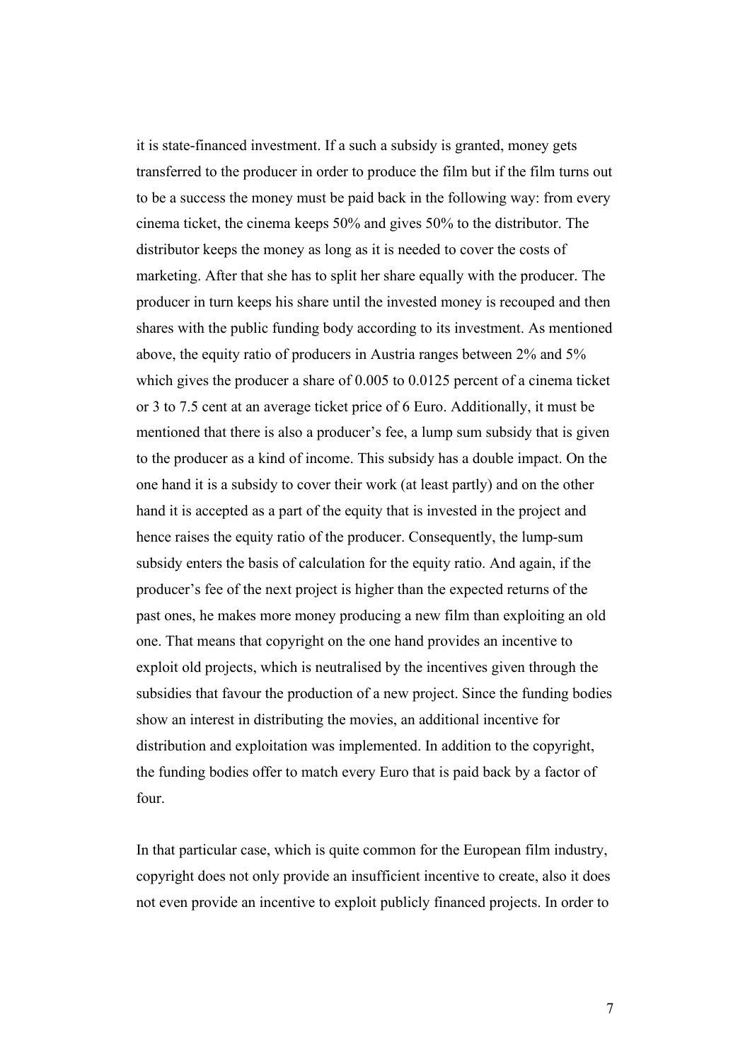it is state-financed investment. If a such a subsidy is granted, money gets transferred to the producer in order to produce the film but if the film turns out to be a success the money must be paid back in the following way: from every cinema ticket, the cinema keeps 50% and gives 50% to the distributor. The distributor keeps the money as long as it is needed to cover the costs of marketing. After that she has to split her share equally with the producer. The producer in turn keeps his share until the invested money is recouped and then shares with the public funding body according to its investment. As mentioned above, the equity ratio of producers in Austria ranges between 2% and 5% which gives the producer a share of 0.005 to 0.0125 percent of a cinema ticket or 3 to 7.5 cent at an average ticket price of 6 Euro. Additionally, it must be mentioned that there is also a producer's fee, a lump sum subsidy that is given to the producer as a kind of income. This subsidy has a double impact. On the one hand it is a subsidy to cover their work (at least partly) and on the other hand it is accepted as a part of the equity that is invested in the project and hence raises the equity ratio of the producer. Consequently, the lump-sum subsidy enters the basis of calculation for the equity ratio. And again, if the producer's fee of the next project is higher than the expected returns of the past ones, he makes more money producing a new film than exploiting an old one. That means that copyright on the one hand provides an incentive to exploit old projects, which is neutralised by the incentives given through the subsidies that favour the production of a new project. Since the funding bodies show an interest in distributing the movies, an additional incentive for distribution and exploitation was implemented. In addition to the copyright, the funding bodies offer to match every Euro that is paid back by a factor of four.

In that particular case, which is quite common for the European film industry, copyright does not only provide an insufficient incentive to create, also it does not even provide an incentive to exploit publicly financed projects. In order to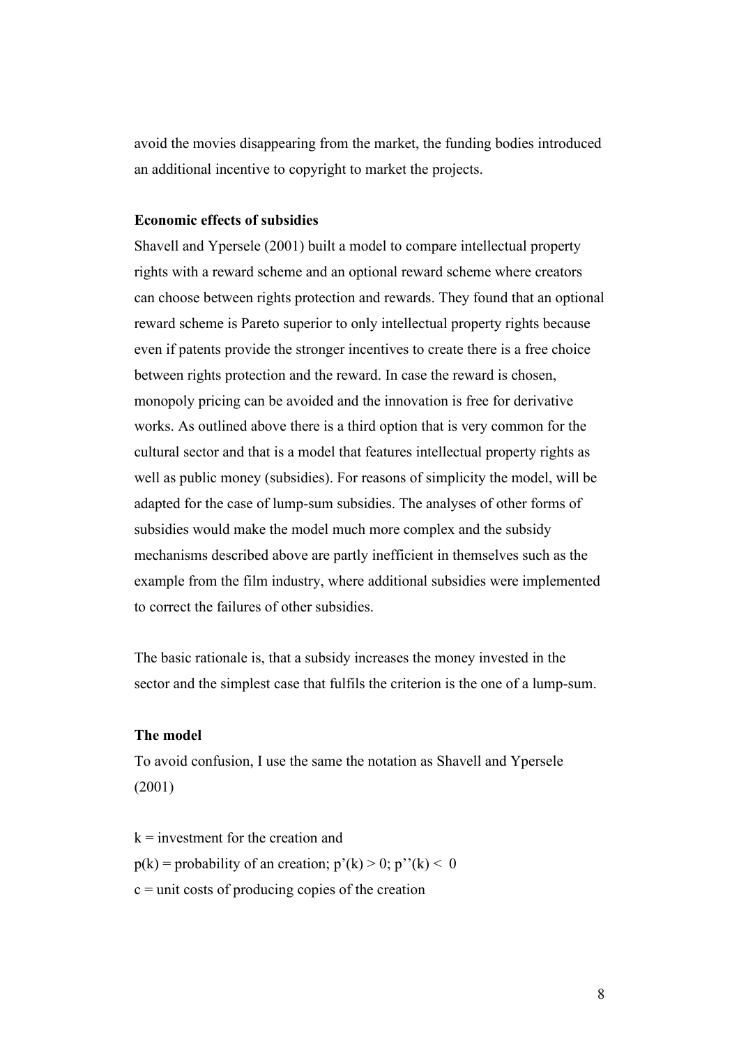avoid the movies disappearing from the market, the funding bodies introduced an additional incentive to copyright to market the projects.

### Economic effects of subsidies

Shavell and Ypersele (2001) built a model to compare intellectual property rights with a reward scheme and an optional reward scheme where creators can choose between rights protection and rewards. They found that an optional reward scheme is Pareto superior to only intellectual property rights because even if patents provide the stronger incentives to create there is a free choice between rights protection and the reward. In case the reward is chosen, monopoly pricing can be avoided and the innovation is free for derivative works. As outlined above there is a third option that is very common for the cultural sector and that is a model that features intellectual property rights as well as public money (subsidies). For reasons of simplicity the model, will be adapted for the case of lump-sum subsidies. The analyses of other forms of subsidies would make the model much more complex and the subsidy mechanisms described above are partly inefficient in themselves such as the example from the film industry, where additional subsidies were implemented to correct the failures of other subsidies.

The basic rationale is, that a subsidy increases the money invested in the sector and the simplest case that fulfils the criterion is the one of a lump-sum.

### The model

To avoid confusion, I use the same the notation as Shavell and Ypersele (2001)

$k$ = investment for the creation and

$p(k)$ = probability of an creation; $p'(k) > 0$; $p''(k) < 0$

$c$ = unit costs of producing copies of the creation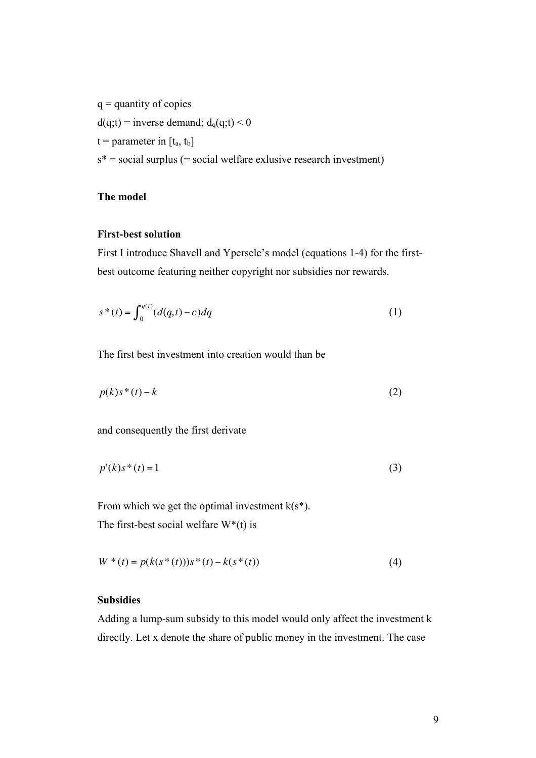$q$ = quantity of copies

$d(q;t)$ = inverse demand; $d_q(q;t) < 0$

$t$ = parameter in $[t_a, t_b]$

$s^*$ = social surplus (= social welfare exlusive research investment)

## The model

### First-best solution

First I introduce Shavell and Ypersele's model (equations 1-4) for the first-best outcome featuring neither copyright nor subsidies nor rewards.

$$s^*(t) = \int_0^{q(t)} (d(q,t) - c)dq \tag{1}$$

The first best investment into creation would than be

$$p(k)s^*(t) - k \tag{2}$$

and consequently the first derivate

$$p'(k)s^*(t) = 1 \tag{3}$$

From which we get the optimal investment $k(s^*)$.

The first-best social welfare $W^*(t)$ is

$$W^*(t) = p(k(s^*(t)))s^*(t) - k(s^*(t)) \tag{4}$$

### Subsidies

Adding a lump-sum subsidy to this model would only affect the investment k directly. Let x denote the share of public money in the investment. The case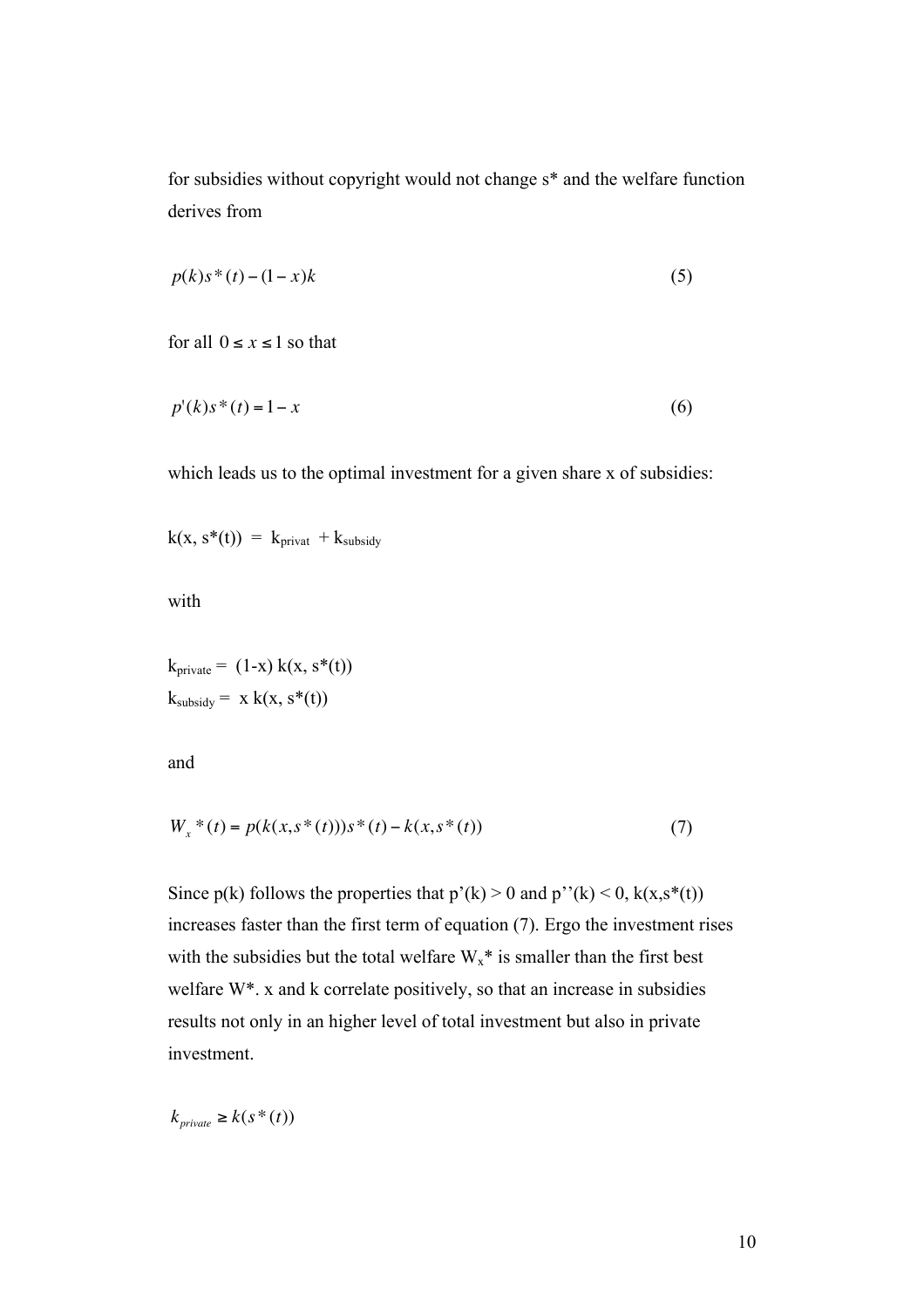for subsidies without copyright would not change s* and the welfare function derives from

$$p(k)s^*(t) - (1-x)k \tag{5}$$

for all $0 \le x \le 1$ so that

$$p'(k)s^*(t) = 1 - x \tag{6}$$

which leads us to the optimal investment for a given share x of subsidies:

$$k(x, s^*(t)) = k_{privat} + k_{subsidy}$$

with

$$k_{private} = (1-x)\, k(x, s^*(t))$$
$$k_{subsidy} = x\, k(x, s^*(t))$$

and

$$W_x{}^*(t) = p(k(x, s^*(t)))s^*(t) - k(x, s^*(t)) \tag{7}$$

Since p(k) follows the properties that $p'(k) > 0$ and $p''(k) < 0$, $k(x,s^*(t))$ increases faster than the first term of equation (7). Ergo the investment rises with the subsidies but the total welfare $W_x{}^*$ is smaller than the first best welfare $W^*$. x and k correlate positively, so that an increase in subsidies results not only in an higher level of total investment but also in private investment.

$$k_{private} \ge k(s^*(t))$$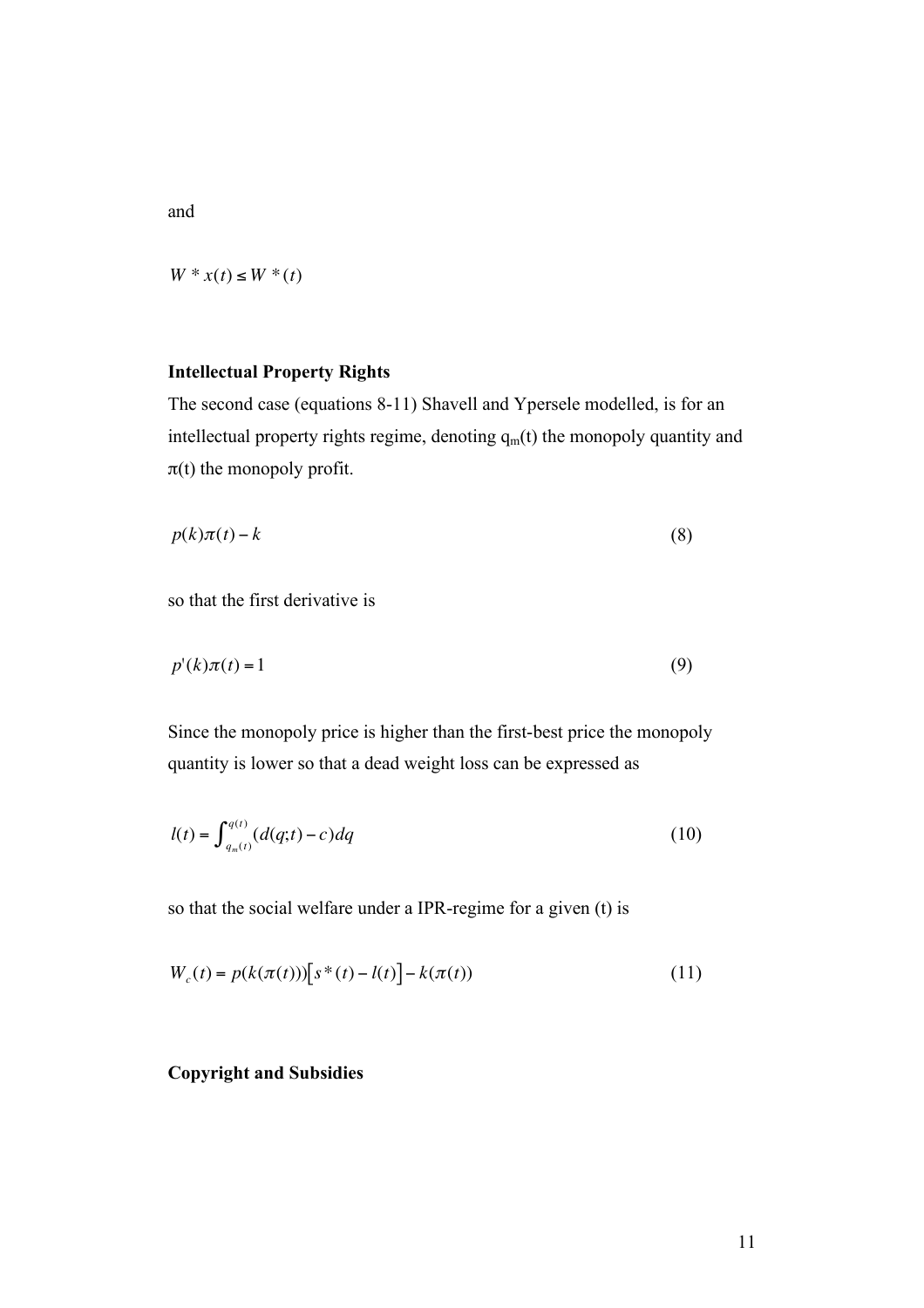and

$$W^*x(t) \leq W^*(t)$$

**Intellectual Property Rights**

The second case (equations 8-11) Shavell and Ypersele modelled, is for an intellectual property rights regime, denoting $q_m(t)$ the monopoly quantity and $\pi(t)$ the monopoly profit.

$$p(k)\pi(t) - k \tag{8}$$

so that the first derivative is

$$p'(k)\pi(t) = 1 \tag{9}$$

Since the monopoly price is higher than the first-best price the monopoly quantity is lower so that a dead weight loss can be expressed as

$$l(t) = \int_{q_m(t)}^{q(t)} (d(q;t) - c)dq \tag{10}$$

so that the social welfare under a IPR-regime for a given (t) is

$$W_c(t) = p(k(\pi(t)))\left[s^*(t) - l(t)\right] - k(\pi(t)) \tag{11}$$

**Copyright and Subsidies**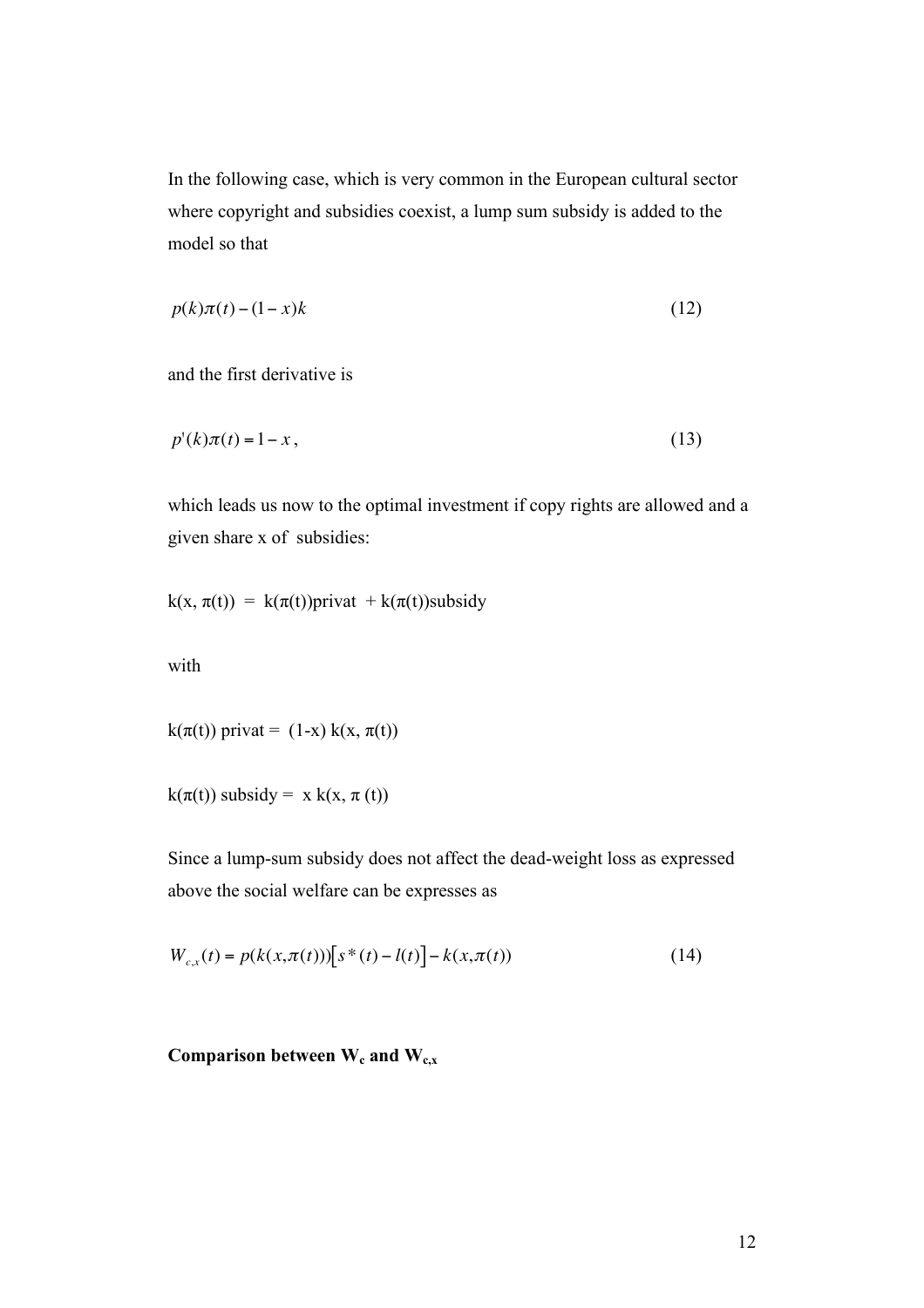In the following case, which is very common in the European cultural sector where copyright and subsidies coexist, a lump sum subsidy is added to the model so that

$$p(k)\pi(t) - (1-x)k \tag{12}$$

and the first derivative is

$$p'(k)\pi(t) = 1 - x, \tag{13}$$

which leads us now to the optimal investment if copy rights are allowed and a given share x of subsidies:

$k(x, \pi(t)) = k(\pi(t))$privat $+ k(\pi(t))$subsidy

with

$k(\pi(t))$ privat $= (1\text{-}x)\, k(x, \pi(t))$

$k(\pi(t))$ subsidy $= x\, k(x, \pi(t))$

Since a lump-sum subsidy does not affect the dead-weight loss as expressed above the social welfare can be expresses as

$$W_{c,x}(t) = p(k(x,\pi(t)))\left[s^*(t) - l(t)\right] - k(x,\pi(t)) \tag{14}$$

**Comparison between $W_c$ and $W_{c,x}$**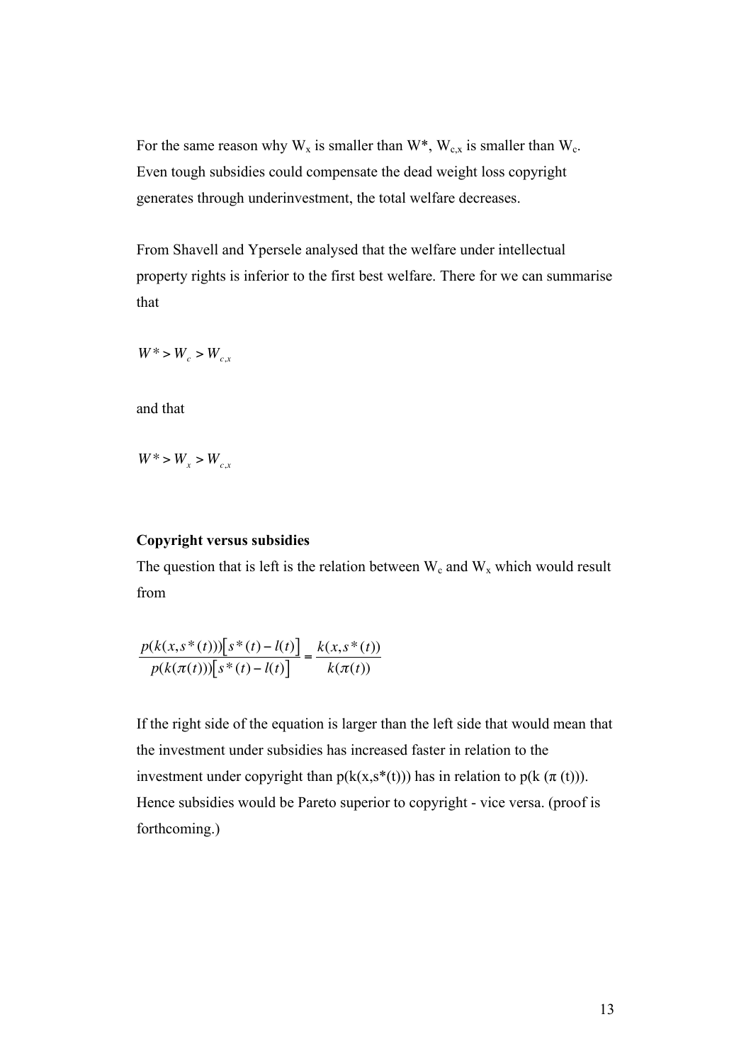For the same reason why $W_x$ is smaller than $W^*$, $W_{c,x}$ is smaller than $W_c$. Even tough subsidies could compensate the dead weight loss copyright generates through underinvestment, the total welfare decreases.

From Shavell and Ypersele analysed that the welfare under intellectual property rights is inferior to the first best welfare. There for we can summarise that

$$W^* > W_c > W_{c,x}$$

and that

$$W^* > W_x > W_{c,x}$$

**Copyright versus subsidies**

The question that is left is the relation between $W_c$ and $W_x$ which would result from

$$\frac{p(k(x,s^*(t)))\left[s^*(t)-l(t)\right]}{p(k(\pi(t)))\left[s^*(t)-l(t)\right]} = \frac{k(x,s^*(t))}{k(\pi(t))}$$

If the right side of the equation is larger than the left side that would mean that the investment under subsidies has increased faster in relation to the investment under copyright than $p(k(x,s^*(t)))$ has in relation to $p(k(\pi(t)))$. Hence subsidies would be Pareto superior to copyright - vice versa. (proof is forthcoming.)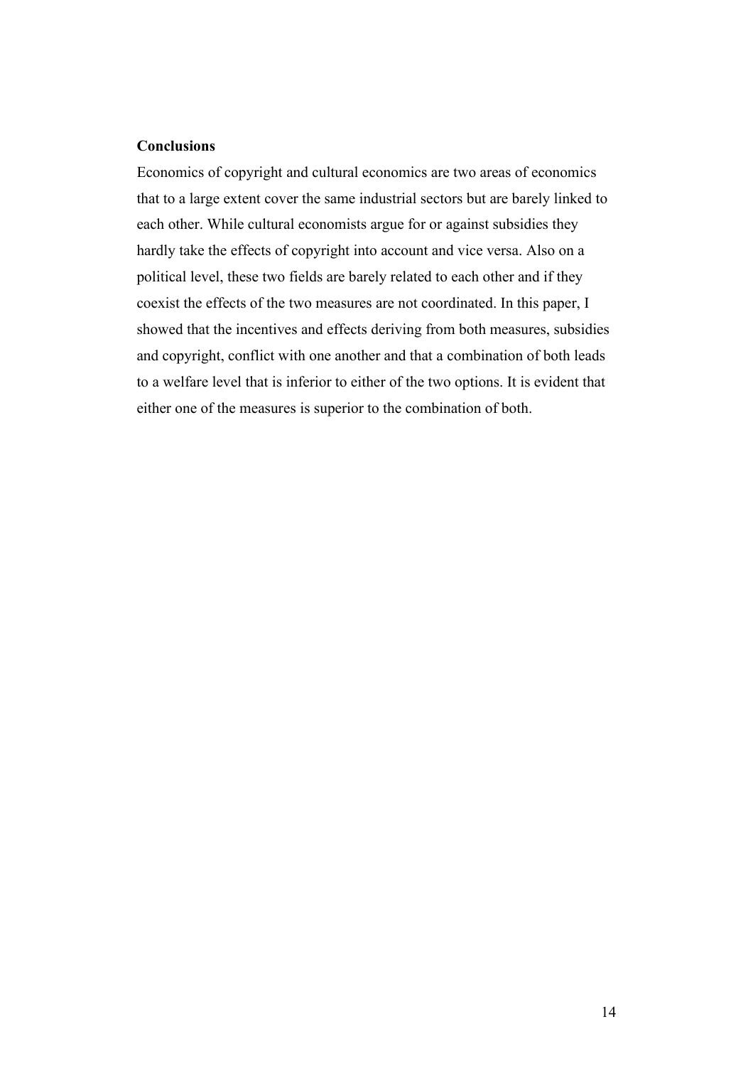**Conclusions**

Economics of copyright and cultural economics are two areas of economics that to a large extent cover the same industrial sectors but are barely linked to each other. While cultural economists argue for or against subsidies they hardly take the effects of copyright into account and vice versa. Also on a political level, these two fields are barely related to each other and if they coexist the effects of the two measures are not coordinated. In this paper, I showed that the incentives and effects deriving from both measures, subsidies and copyright, conflict with one another and that a combination of both leads to a welfare level that is inferior to either of the two options. It is evident that either one of the measures is superior to the combination of both.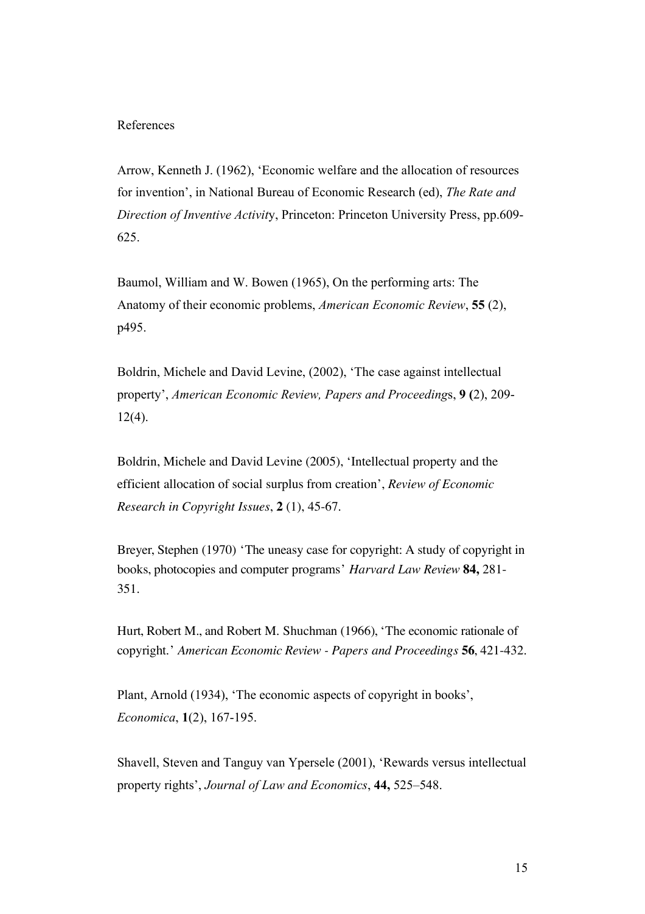References

Arrow, Kenneth J. (1962), 'Economic welfare and the allocation of resources for invention', in National Bureau of Economic Research (ed), *The Rate and Direction of Inventive Activity*, Princeton: Princeton University Press, pp.609-625.

Baumol, William and W. Bowen (1965), On the performing arts: The Anatomy of their economic problems, *American Economic Review*, **55** (2), p495.

Boldrin, Michele and David Levine, (2002), 'The case against intellectual property', *American Economic Review, Papers and Proceedings*, **9 (**2), 209-12(4).

Boldrin, Michele and David Levine (2005), 'Intellectual property and the efficient allocation of social surplus from creation', *Review of Economic Research in Copyright Issues*, **2** (1), 45-67.

Breyer, Stephen (1970) 'The uneasy case for copyright: A study of copyright in books, photocopies and computer programs' *Harvard Law Review* **84,** 281-351.

Hurt, Robert M., and Robert M. Shuchman (1966), 'The economic rationale of copyright.' *American Economic Review - Papers and Proceedings* **56**, 421-432.

Plant, Arnold (1934), 'The economic aspects of copyright in books', *Economica*, **1**(2), 167-195.

Shavell, Steven and Tanguy van Ypersele (2001), 'Rewards versus intellectual property rights', *Journal of Law and Economics*, **44,** 525–548.